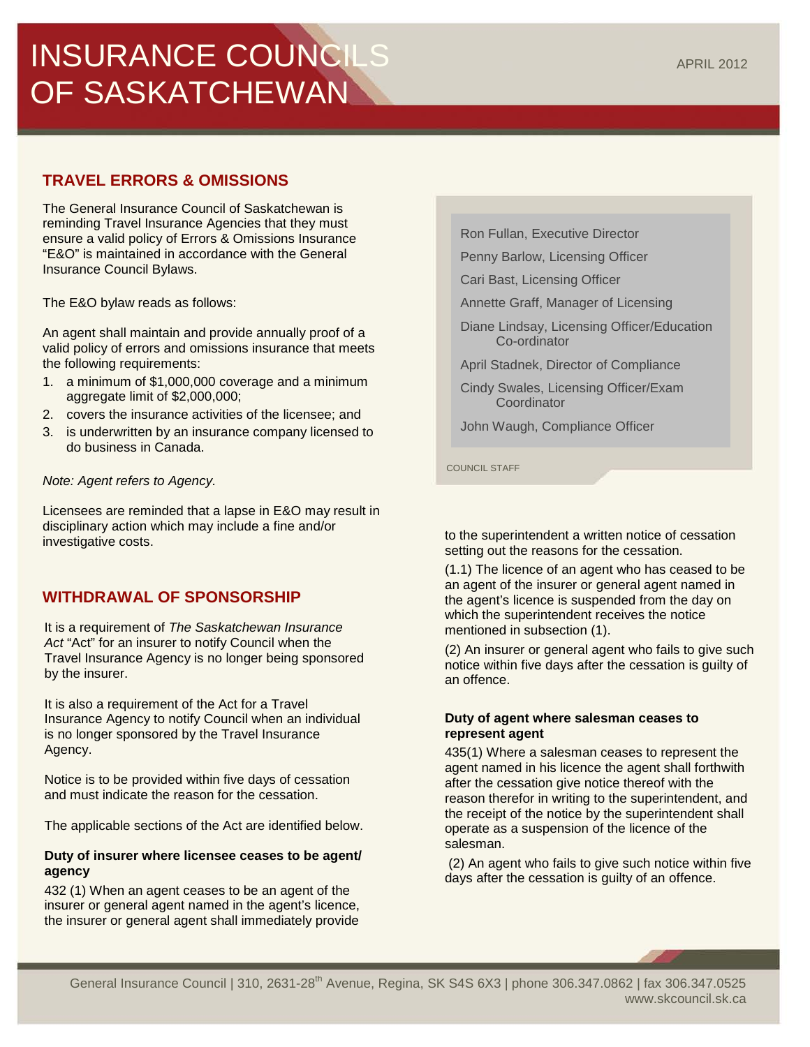# INSURANCE COUNCILS OF SASKATCHEWAN

APRIL 2012

## TRAVEL ERRORS & OMISSIONS

The General Insurance Council of Saskatchewan is reminding Travel Insurance Agencies that they must ensure a valid policy of Errors & Omissions Insurance "E&O" is maintained in accordance with the General Insurance Council Bylaws.

The E&O bylaw reads as follows:

An agent shall maintain and provide annually proof of a valid policy of errors and omissions insurance that meets the following requirements:

1. a minimum of $1,000,000 coverage and a minimum aggregate limit of $2,000,000;
2. covers the insurance activities of the licensee; and
3. is underwritten by an insurance company licensed to do business in Canada.

*Note: Agent refers to Agency.*

Licensees are reminded that a lapse in E&O may result in disciplinary action which may include a fine and/or investigative costs.

## WITHDRAWAL OF SPONSORSHIP

It is a requirement of *The Saskatchewan Insurance Act* "Act" for an insurer to notify Council when the Travel Insurance Agency is no longer being sponsored by the insurer.

It is also a requirement of the Act for a Travel Insurance Agency to notify Council when an individual is no longer sponsored by the Travel Insurance Agency.

Notice is to be provided within five days of cessation and must indicate the reason for the cessation.

The applicable sections of the Act are identified below.

**Duty of insurer where licensee ceases to be agent/agency**

432 (1) When an agent ceases to be an agent of the insurer or general agent named in the agent's licence, the insurer or general agent shall immediately provide to the superintendent a written notice of cessation setting out the reasons for the cessation.

(1.1) The licence of an agent who has ceased to be an agent of the insurer or general agent named in the agent's licence is suspended from the day on which the superintendent receives the notice mentioned in subsection (1).

(2) An insurer or general agent who fails to give such notice within five days after the cessation is guilty of an offence.

**Duty of agent where salesman ceases to represent agent**

435(1) Where a salesman ceases to represent the agent named in his licence the agent shall forthwith after the cessation give notice thereof with the reason therefor in writing to the superintendent, and the receipt of the notice by the superintendent shall operate as a suspension of the licence of the salesman.

(2) An agent who fails to give such notice within five days after the cessation is guilty of an offence.

---

Ron Fullan, Executive Director

Penny Barlow, Licensing Officer

Cari Bast, Licensing Officer

Annette Graff, Manager of Licensing

Diane Lindsay, Licensing Officer/Education Co-ordinator

April Stadnek, Director of Compliance

Cindy Swales, Licensing Officer/Exam Coordinator

John Waugh, Compliance Officer

COUNCIL STAFF

---

General Insurance Council | 310, 2631-28th Avenue, Regina, SK S4S 6X3 | phone 306.347.0862 | fax 306.347.0525
www.skcouncil.sk.ca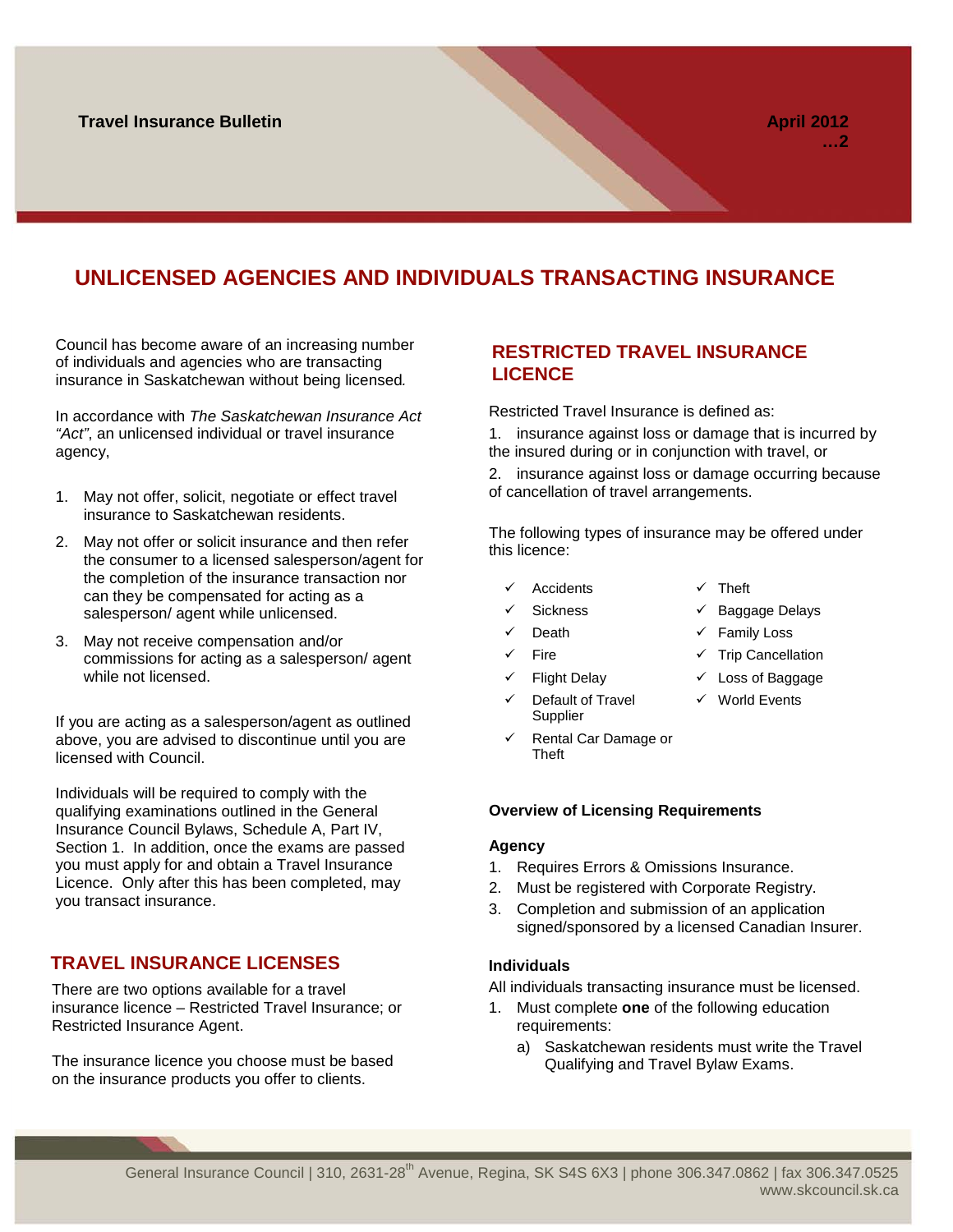# UNLICENSED AGENCIES AND INDIVIDUALS TRANSACTING INSURANCE

Council has become aware of an increasing number of individuals and agencies who are transacting insurance in Saskatchewan without being licensed.

In accordance with *The Saskatchewan Insurance Act "Act"*, an unlicensed individual or travel insurance agency,

1. May not offer, solicit, negotiate or effect travel insurance to Saskatchewan residents.
2. May not offer or solicit insurance and then refer the consumer to a licensed salesperson/agent for the completion of the insurance transaction nor can they be compensated for acting as a salesperson/ agent while unlicensed.
3. May not receive compensation and/or commissions for acting as a salesperson/ agent while not licensed.

If you are acting as a salesperson/agent as outlined above, you are advised to discontinue until you are licensed with Council.

Individuals will be required to comply with the qualifying examinations outlined in the General Insurance Council Bylaws, Schedule A, Part IV, Section 1. In addition, once the exams are passed you must apply for and obtain a Travel Insurance Licence. Only after this has been completed, may you transact insurance.

## TRAVEL INSURANCE LICENSES

There are two options available for a travel insurance licence – Restricted Travel Insurance; or Restricted Insurance Agent.

The insurance licence you choose must be based on the insurance products you offer to clients.

## RESTRICTED TRAVEL INSURANCE LICENCE

Restricted Travel Insurance is defined as:

1. insurance against loss or damage that is incurred by the insured during or in conjunction with travel, or
2. insurance against loss or damage occurring because of cancellation of travel arrangements.

The following types of insurance may be offered under this licence:

- ✓ Accidents
- ✓ Sickness
- ✓ Death
- ✓ Fire
- ✓ Flight Delay
- ✓ Default of Travel Supplier
- ✓ Rental Car Damage or Theft
- ✓ Theft
- ✓ Baggage Delays
- ✓ Family Loss
- ✓ Trip Cancellation
- ✓ Loss of Baggage
- ✓ World Events

### Overview of Licensing Requirements

**Agency**

1. Requires Errors & Omissions Insurance.
2. Must be registered with Corporate Registry.
3. Completion and submission of an application signed/sponsored by a licensed Canadian Insurer.

**Individuals**

All individuals transacting insurance must be licensed.

1. Must complete **one** of the following education requirements:
   a) Saskatchewan residents must write the Travel Qualifying and Travel Bylaw Exams.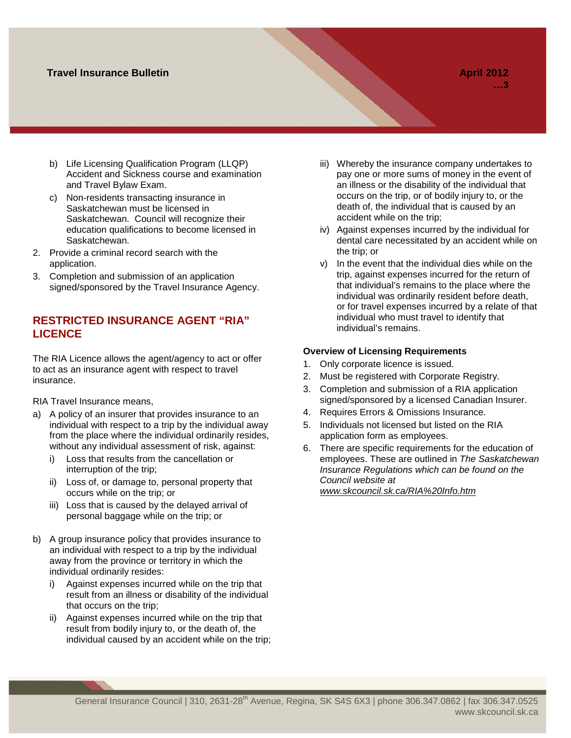b) Life Licensing Qualification Program (LLQP) Accident and Sickness course and examination and Travel Bylaw Exam.
c) Non-residents transacting insurance in Saskatchewan must be licensed in Saskatchewan. Council will recognize their education qualifications to become licensed in Saskatchewan.

2. Provide a criminal record search with the application.
3. Completion and submission of an application signed/sponsored by the Travel Insurance Agency.

## RESTRICTED INSURANCE AGENT "RIA" LICENCE

The RIA Licence allows the agent/agency to act or offer to act as an insurance agent with respect to travel insurance.

RIA Travel Insurance means,

a) A policy of an insurer that provides insurance to an individual with respect to a trip by the individual away from the place where the individual ordinarily resides, without any individual assessment of risk, against:
   i) Loss that results from the cancellation or interruption of the trip;
   ii) Loss of, or damage to, personal property that occurs while on the trip; or
   iii) Loss that is caused by the delayed arrival of personal baggage while on the trip; or

b) A group insurance policy that provides insurance to an individual with respect to a trip by the individual away from the province or territory in which the individual ordinarily resides:
   i) Against expenses incurred while on the trip that result from an illness or disability of the individual that occurs on the trip;
   ii) Against expenses incurred while on the trip that result from bodily injury to, or the death of, the individual caused by an accident while on the trip;
   iii) Whereby the insurance company undertakes to pay one or more sums of money in the event of an illness or the disability of the individual that occurs on the trip, or of bodily injury to, or the death of, the individual that is caused by an accident while on the trip;
   iv) Against expenses incurred by the individual for dental care necessitated by an accident while on the trip; or
   v) In the event that the individual dies while on the trip, against expenses incurred for the return of that individual's remains to the place where the individual was ordinarily resident before death, or for travel expenses incurred by a relate of that individual who must travel to identify that individual's remains.

**Overview of Licensing Requirements**

1. Only corporate licence is issued.
2. Must be registered with Corporate Registry.
3. Completion and submission of a RIA application signed/sponsored by a licensed Canadian Insurer.
4. Requires Errors & Omissions Insurance.
5. Individuals not licensed but listed on the RIA application form as employees.
6. There are specific requirements for the education of employees. These are outlined in *The Saskatchewan Insurance Regulations which can be found on the Council website at www.skcouncil.sk.ca/RIA%20Info.htm*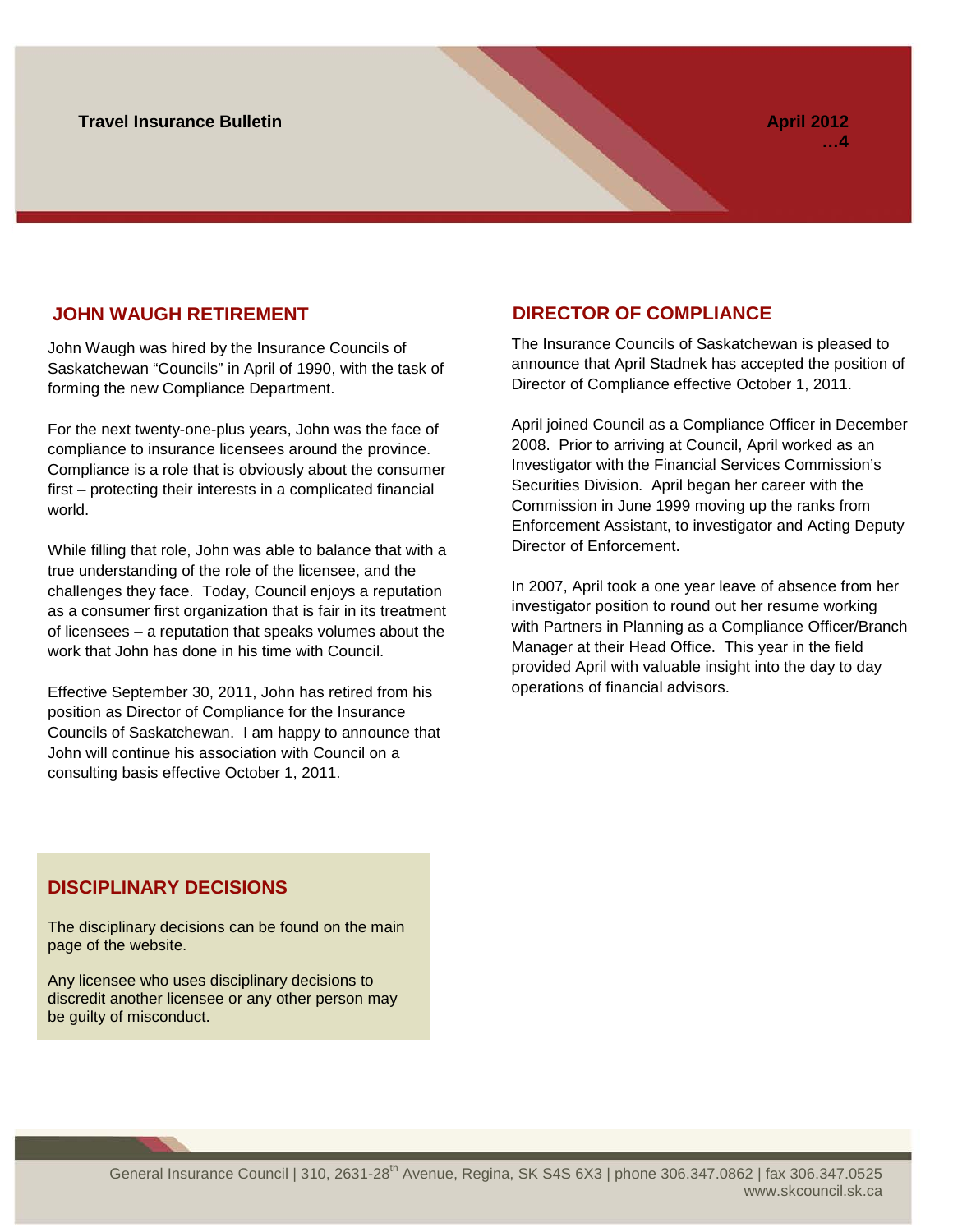## JOHN WAUGH RETIREMENT

John Waugh was hired by the Insurance Councils of Saskatchewan "Councils" in April of 1990, with the task of forming the new Compliance Department.

For the next twenty-one-plus years, John was the face of compliance to insurance licensees around the province. Compliance is a role that is obviously about the consumer first – protecting their interests in a complicated financial world.

While filling that role, John was able to balance that with a true understanding of the role of the licensee, and the challenges they face. Today, Council enjoys a reputation as a consumer first organization that is fair in its treatment of licensees – a reputation that speaks volumes about the work that John has done in his time with Council.

Effective September 30, 2011, John has retired from his position as Director of Compliance for the Insurance Councils of Saskatchewan. I am happy to announce that John will continue his association with Council on a consulting basis effective October 1, 2011.

## DIRECTOR OF COMPLIANCE

The Insurance Councils of Saskatchewan is pleased to announce that April Stadnek has accepted the position of Director of Compliance effective October 1, 2011.

April joined Council as a Compliance Officer in December 2008. Prior to arriving at Council, April worked as an Investigator with the Financial Services Commission's Securities Division. April began her career with the Commission in June 1999 moving up the ranks from Enforcement Assistant, to investigator and Acting Deputy Director of Enforcement.

In 2007, April took a one year leave of absence from her investigator position to round out her resume working with Partners in Planning as a Compliance Officer/Branch Manager at their Head Office. This year in the field provided April with valuable insight into the day to day operations of financial advisors.

## DISCIPLINARY DECISIONS

The disciplinary decisions can be found on the main page of the website.

Any licensee who uses disciplinary decisions to discredit another licensee or any other person may be guilty of misconduct.